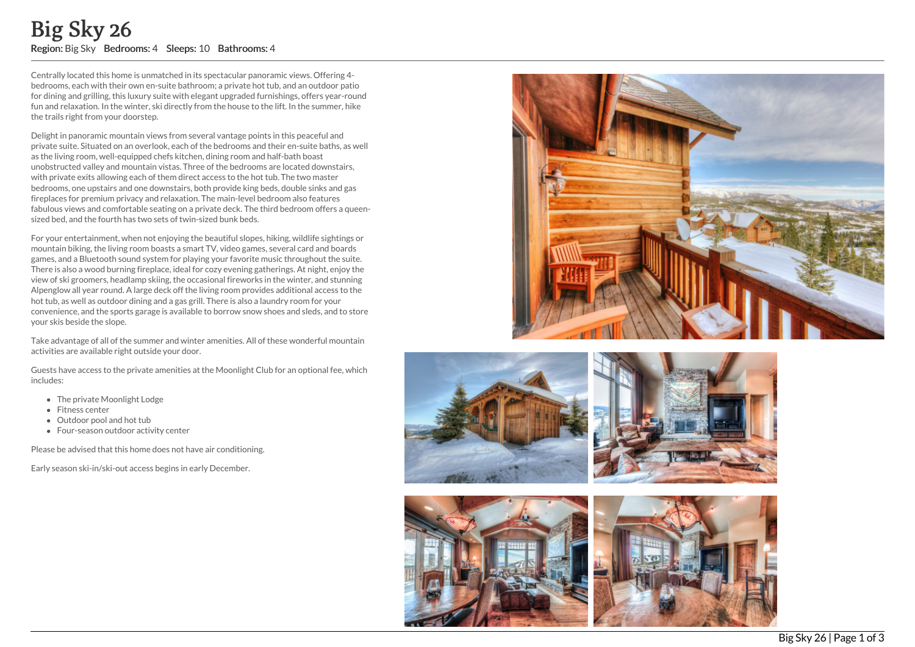# Big Sky 26

**Region:** Big Sky **Bedrooms:** 4 **Sleeps:** 10 **Bathrooms:** 4

Centrally located this home is unmatched in its spectacular panoramic views. Offering 4-bedrooms, each with their own en-suite bathroom; a private hot tub, and an outdoor patio for dining and grilling, this luxury suite with elegant upgraded furnishings, offers year-round fun and relaxation. In the winter, ski directly from the house to the lift. In the summer, hike the trails right from your doorstep.

Delight in panoramic mountain views from several vantage points in this peaceful and private suite. Situated on an overlook, each of the bedrooms and their en-suite baths, as well as the living room, well-equipped chefs kitchen, dining room and half-bath boast unobstructed valley and mountain vistas. Three of the bedrooms are located downstairs, with private exits allowing each of them direct access to the hot tub. The two master bedrooms, one upstairs and one downstairs, both provide king beds, double sinks and gas fireplaces for premium privacy and relaxation. The main-level bedroom also features fabulous views and comfortable seating on a private deck. The third bedroom offers a queen-sized bed, and the fourth has two sets of twin-sized bunk beds.

For your entertainment, when not enjoying the beautiful slopes, hiking, wildlife sightings or mountain biking, the living room boasts a smart TV, video games, several card and boards games, and a Bluetooth sound system for playing your favorite music throughout the suite. There is also a wood burning fireplace, ideal for cozy evening gatherings. At night, enjoy the view of ski groomers, headlamp skiing, the occasional fireworks in the winter, and stunning Alpenglow all year round. A large deck off the living room provides additional access to the hot tub, as well as outdoor dining and a gas grill. There is also a laundry room for your convenience, and the sports garage is available to borrow snow shoes and sleds, and to store your skis beside the slope.

Take advantage of all of the summer and winter amenities. All of these wonderful mountain activities are available right outside your door.

Guests have access to the private amenities at the Moonlight Club for an optional fee, which includes:

- The private Moonlight Lodge
- Fitness center
- Outdoor pool and hot tub
- Four-season outdoor activity center

Please be advised that this home does not have air conditioning.

Early season ski-in/ski-out access begins in early December.